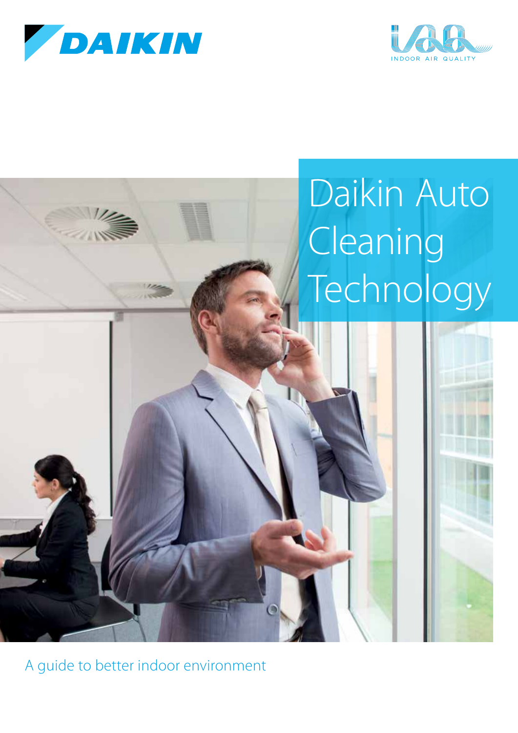DAIKIN

INDOOR AIR QUALITY

# Daikin Auto Cleaning Technology

A guide to better indoor environment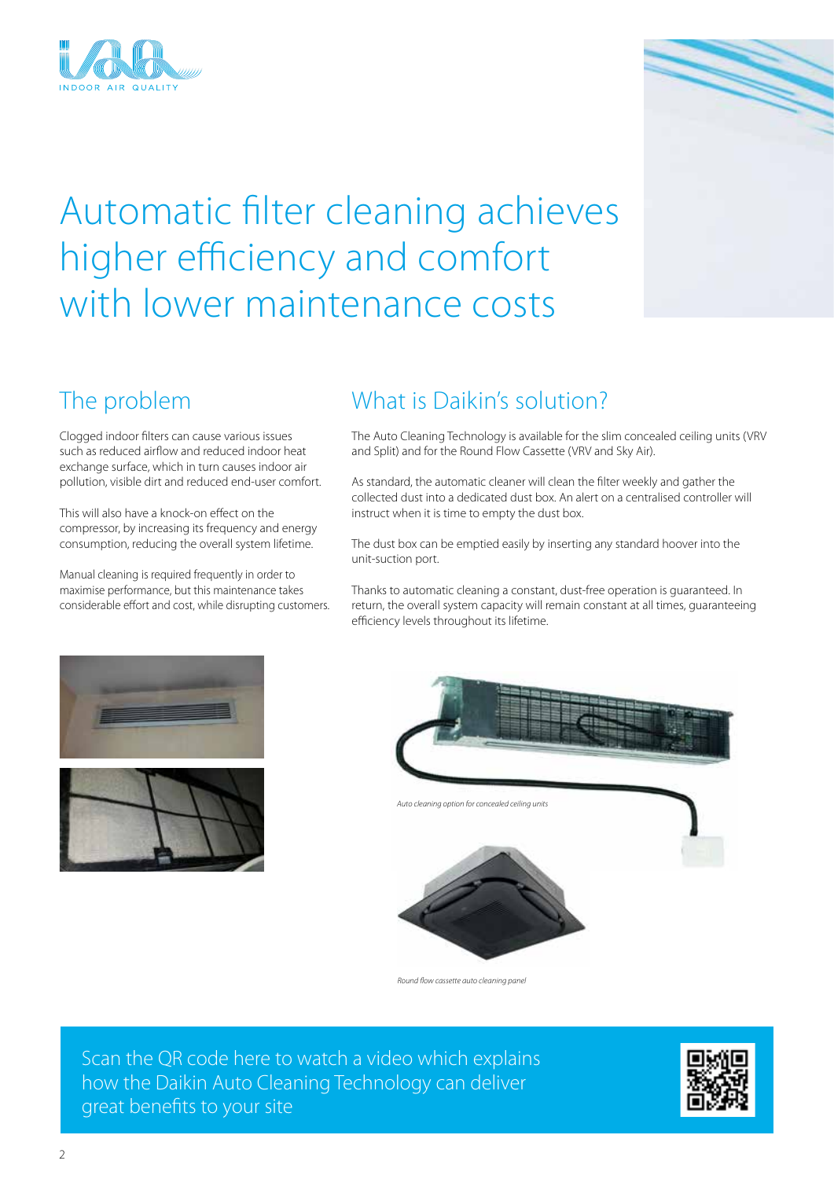# Automatic filter cleaning achieves higher efficiency and comfort with lower maintenance costs

## The problem

Clogged indoor filters can cause various issues such as reduced airflow and reduced indoor heat exchange surface, which in turn causes indoor air pollution, visible dirt and reduced end-user comfort.

This will also have a knock-on effect on the compressor, by increasing its frequency and energy consumption, reducing the overall system lifetime.

Manual cleaning is required frequently in order to maximise performance, but this maintenance takes considerable effort and cost, while disrupting customers.

## What is Daikin's solution?

The Auto Cleaning Technology is available for the slim concealed ceiling units (VRV and Split) and for the Round Flow Cassette (VRV and Sky Air).

As standard, the automatic cleaner will clean the filter weekly and gather the collected dust into a dedicated dust box. An alert on a centralised controller will instruct when it is time to empty the dust box.

The dust box can be emptied easily by inserting any standard hoover into the unit-suction port.

Thanks to automatic cleaning a constant, dust-free operation is guaranteed. In return, the overall system capacity will remain constant at all times, guaranteeing efficiency levels throughout its lifetime.

*Auto cleaning option for concealed ceiling units*

*Round flow cassette auto cleaning panel*

Scan the QR code here to watch a video which explains how the Daikin Auto Cleaning Technology can deliver great benefits to your site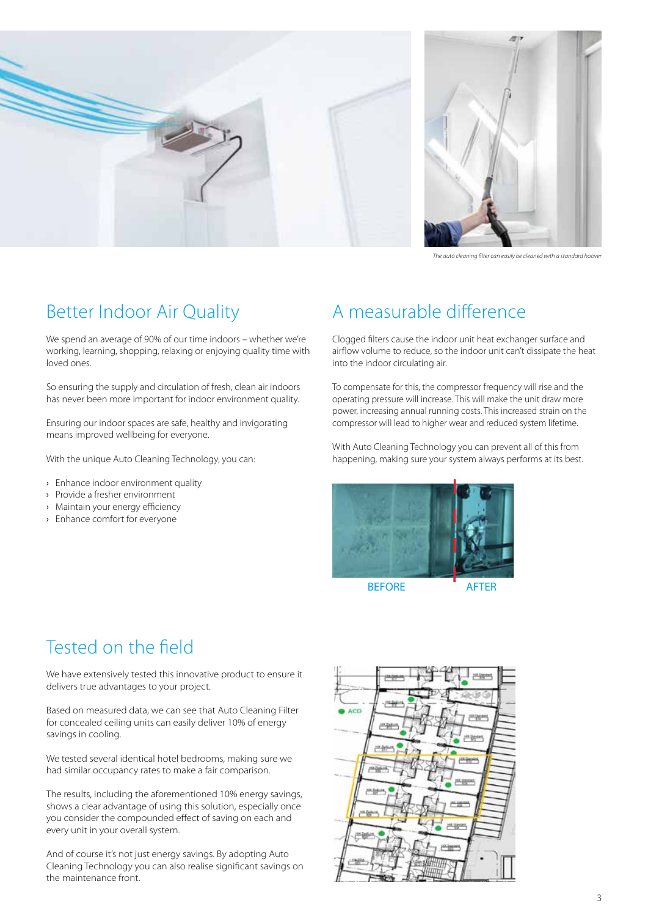*The auto cleaning filter can easily be cleaned with a standard hoover*

## Better Indoor Air Quality

We spend an average of 90% of our time indoors – whether we're working, learning, shopping, relaxing or enjoying quality time with loved ones.

So ensuring the supply and circulation of fresh, clean air indoors has never been more important for indoor environment quality.

Ensuring our indoor spaces are safe, healthy and invigorating means improved wellbeing for everyone.

With the unique Auto Cleaning Technology, you can:

- Enhance indoor environment quality
- Provide a fresher environment
- Maintain your energy efficiency
- Enhance comfort for everyone

## A measurable difference

Clogged filters cause the indoor unit heat exchanger surface and airflow volume to reduce, so the indoor unit can't dissipate the heat into the indoor circulating air.

To compensate for this, the compressor frequency will rise and the operating pressure will increase. This will make the unit draw more power, increasing annual running costs. This increased strain on the compressor will lead to higher wear and reduced system lifetime.

With Auto Cleaning Technology you can prevent all of this from happening, making sure your system always performs at its best.

BEFORE AFTER

## Tested on the field

We have extensively tested this innovative product to ensure it delivers true advantages to your project.

Based on measured data, we can see that Auto Cleaning Filter for concealed ceiling units can easily deliver 10% of energy savings in cooling.

We tested several identical hotel bedrooms, making sure we had similar occupancy rates to make a fair comparison.

The results, including the aforementioned 10% energy savings, shows a clear advantage of using this solution, especially once you consider the compounded effect of saving on each and every unit in your overall system.

And of course it's not just energy savings. By adopting Auto Cleaning Technology you can also realise significant savings on the maintenance front.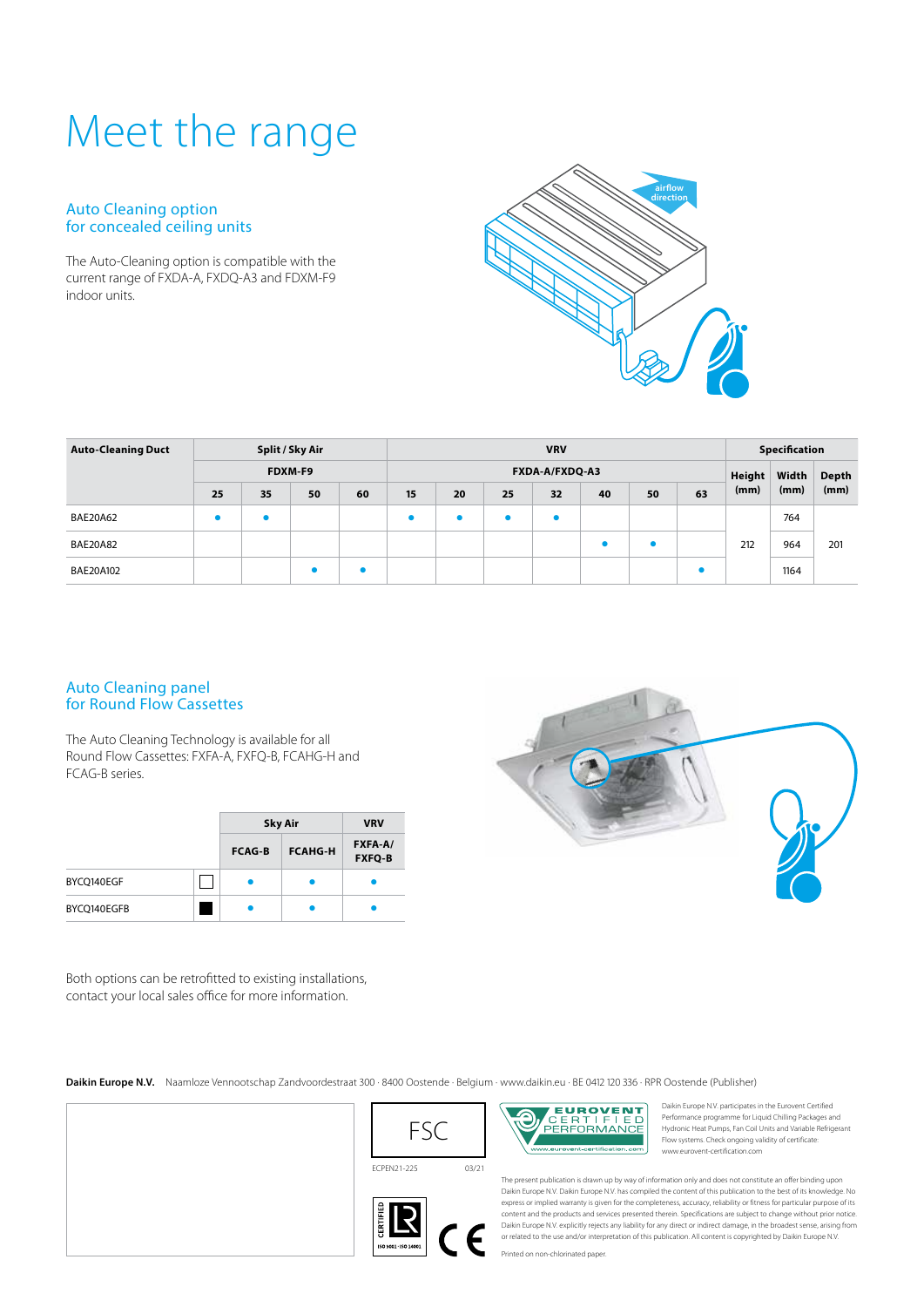# Meet the range

## Auto Cleaning option for concealed ceiling units

The Auto-Cleaning option is compatible with the current range of FXDA-A, FXDQ-A3 and FDXM-F9 indoor units.

airflow direction

| Auto-Cleaning Duct | Split / Sky Air | | | | VRV | | | | | | | Specification | | |
|---|---|---|---|---|---|---|---|---|---|---|---|---|---|---|
| | FDXM-F9 | | | | FXDA-A/FXDQ-A3 | | | | | | | Height (mm) | Width (mm) | Depth (mm) |
| | 25 | 35 | 50 | 60 | 15 | 20 | 25 | 32 | 40 | 50 | 63 | | | |
| BAE20A62 | • | • | | | • | • | • | • | | | | 212 | 764 | 201 |
| BAE20A82 | | | | | | | | | • | • | | 212 | 964 | 201 |
| BAE20A102 | | | • | • | | | | | | | • | 212 | 1164 | 201 |

## Auto Cleaning panel for Round Flow Cassettes

The Auto Cleaning Technology is available for all Round Flow Cassettes: FXFA-A, FXFQ-B, FCAHG-H and FCAG-B series.

| | | Sky Air | | VRV |
|---|---|---|---|---|
| | | FCAG-B | FCAHG-H | FXFA-A/ FXFQ-B |
| BYCQ140EGF | ☐ | • | • | • |
| BYCQ140EGFB | ■ | • | • | • |

Both options can be retrofitted to existing installations, contact your local sales office for more information.

**Daikin Europe N.V.** Naamloze Vennootschap Zandvoordestraat 300 · 8400 Oostende · Belgium · www.daikin.eu · BE 0412 120 336 · RPR Oostende (Publisher)

FSC

ECPEN21-225 03/21

EUROVENT CERTIFIED PERFORMANCE www.eurovent-certification.com

Daikin Europe N.V. participates in the Eurovent Certified Performance programme for Liquid Chilling Packages and Hydronic Heat Pumps, Fan Coil Units and Variable Refrigerant Flow systems. Check ongoing validity of certificate: www.eurovent-certification.com

The present publication is drawn up by way of information only and does not constitute an offer binding upon Daikin Europe N.V. Daikin Europe N.V. has compiled the content of this publication to the best of its knowledge. No express or implied warranty is given for the completeness, accuracy, reliability or fitness for particular purpose of its content and the products and services presented therein. Specifications are subject to change without prior notice. Daikin Europe N.V. explicitly rejects any liability for any direct or indirect damage, in the broadest sense, arising from or related to the use and/or interpretation of this publication. All content is copyrighted by Daikin Europe N.V.

Printed on non-chlorinated paper

CERTIFIED ISO 9001 · ISO 14001

CE